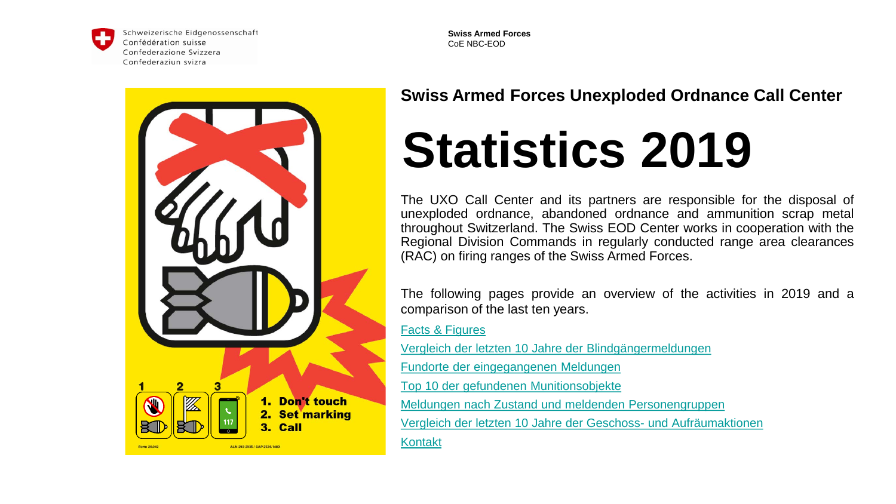Schweizerische Eidgenossenschaft
Confédération suisse
Confederazione Svizzera
Confederaziun svizra

**Swiss Armed Forces**
CoE NBC-EOD

## Swiss Armed Forces Unexploded Ordnance Call Center

# Statistics 2019

The UXO Call Center and its partners are responsible for the disposal of unexploded ordnance, abandoned ordnance and ammunition scrap metal throughout Switzerland. The Swiss EOD Center works in cooperation with the Regional Division Commands in regularly conducted range area clearances (RAC) on firing ranges of the Swiss Armed Forces.

The following pages provide an overview of the activities in 2019 and a comparison of the last ten years.

Facts & Figures

Vergleich der letzten 10 Jahre der Blindgängermeldungen

Fundorte der eingegangenen Meldungen

Top 10 der gefundenen Munitionsobjekte

Meldungen nach Zustand und meldenden Personengruppen

Vergleich der letzten 10 Jahre der Geschoss- und Aufräumaktionen

Kontakt

1. Don't touch
2. Set marking
3. Call

Form 26.042

ALN 293-2935 / SAP 2526.1483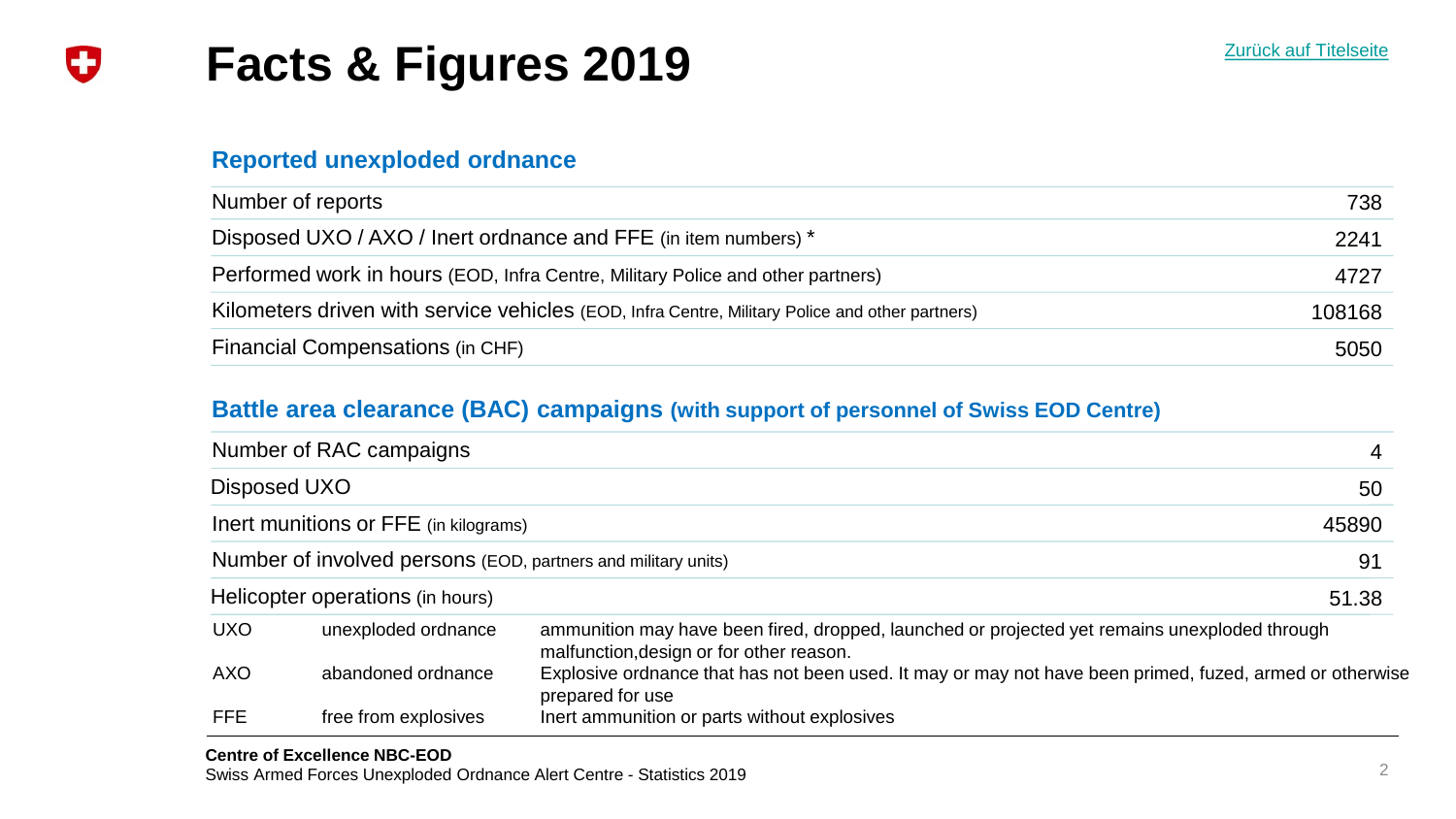# Facts & Figures 2019

Zurück auf Titelseite

## Reported unexploded ordnance

| | |
|---|---|
| Number of reports | 738 |
| Disposed UXO / AXO / Inert ordnance and FFE (in item numbers) * | 2241 |
| Performed work in hours (EOD, Infra Centre, Military Police and other partners) | 4727 |
| Kilometers driven with service vehicles (EOD, Infra Centre, Military Police and other partners) | 108168 |
| Financial Compensations (in CHF) | 5050 |

## Battle area clearance (BAC) campaigns (with support of personnel of Swiss EOD Centre)

| | |
|---|---|
| Number of RAC campaigns | 4 |
| Disposed UXO | 50 |
| Inert munitions or FFE (in kilograms) | 45890 |
| Number of involved persons (EOD, partners and military units) | 91 |
| Helicopter operations (in hours) | 51.38 |

| | | |
|---|---|---|
| UXO | unexploded ordnance | ammunition may have been fired, dropped, launched or projected yet remains unexploded through malfunction,design or for other reason. |
| AXO | abandoned ordnance | Explosive ordnance that has not been used. It may or may not have been primed, fuzed, armed or otherwise prepared for use |
| FFE | free from explosives | Inert ammunition or parts without explosives |

**Centre of Excellence NBC-EOD**
Swiss Armed Forces Unexploded Ordnance Alert Centre - Statistics 2019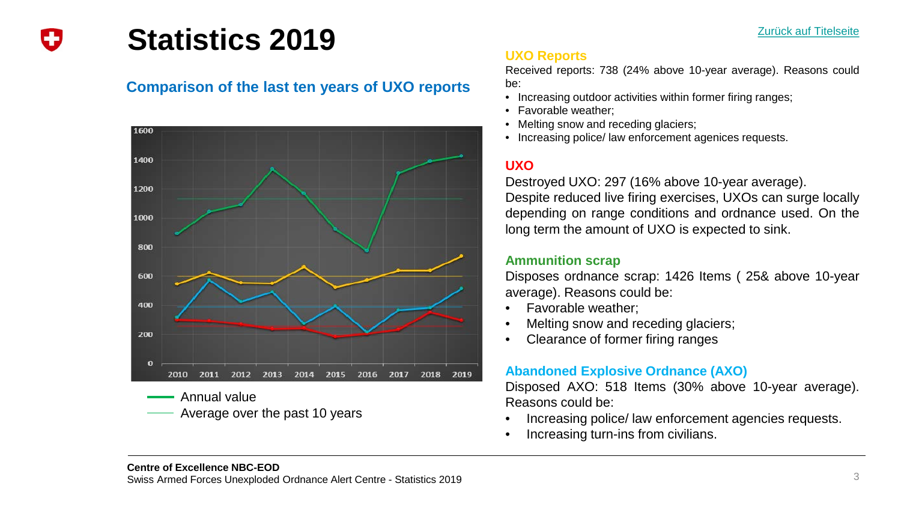# Statistics 2019

Zurück auf Titelseite

## Comparison of the last ten years of UXO reports

— Annual value
— Average over the past 10 years

### UXO Reports

Received reports: 738 (24% above 10-year average). Reasons could be:

- Increasing outdoor activities within former firing ranges;
- Favorable weather;
- Melting snow and receding glaciers;
- Increasing police/ law enforcement agenices requests.

### UXO

Destroyed UXO: 297 (16% above 10-year average).
Despite reduced live firing exercises, UXOs can surge locally depending on range conditions and ordnance used. On the long term the amount of UXO is expected to sink.

### Ammunition scrap

Disposes ordnance scrap: 1426 Items ( 25& above 10-year average). Reasons could be:

- Favorable weather;
- Melting snow and receding glaciers;
- Clearance of former firing ranges

### Abandoned Explosive Ordnance (AXO)

Disposed AXO: 518 Items (30% above 10-year average). Reasons could be:

- Increasing police/ law enforcement agencies requests.
- Increasing turn-ins from civilians.

**Centre of Excellence NBC-EOD**
Swiss Armed Forces Unexploded Ordnance Alert Centre - Statistics 2019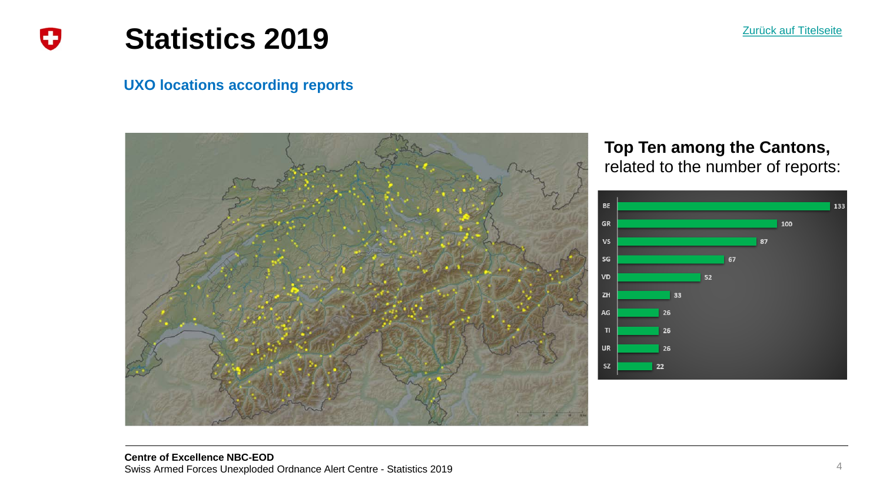# Statistics 2019

[Zurück auf Titelseite]

## UXO locations according reports

**Top Ten among the Cantons,** related to the number of reports:

| Canton | Reports |
|---|---|
| BE | 133 |
| GR | 100 |
| VS | 87 |
| SG | 67 |
| VD | 52 |
| ZH | 33 |
| AG | 26 |
| TI | 26 |
| UR | 26 |
| SZ | 22 |

**Centre of Excellence NBC-EOD**
Swiss Armed Forces Unexploded Ordnance Alert Centre - Statistics 2019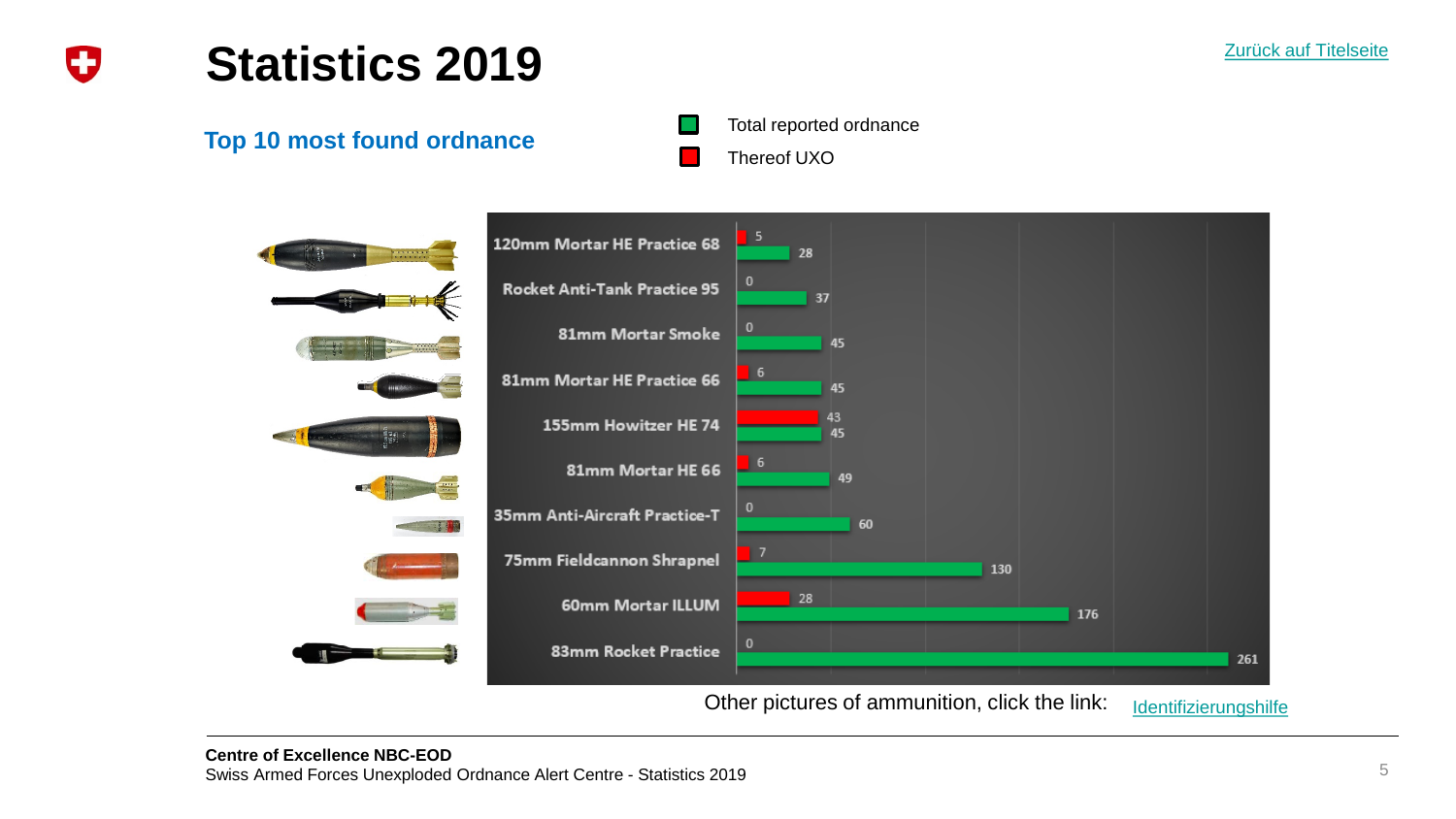# Statistics 2019

Zurück auf Titelseite

## Top 10 most found ordnance

| Ordnance | Total reported ordnance | Thereof UXO |
|---|---|---|
| 120mm Mortar HE Practice 68 | 28 | 5 |
| Rocket Anti-Tank Practice 95 | 37 | 0 |
| 81mm Mortar Smoke | 45 | 0 |
| 81mm Mortar HE Practice 66 | 45 | 6 |
| 155mm Howitzer HE 74 | 45 | 43 |
| 81mm Mortar HE 66 | 49 | 6 |
| 35mm Anti-Aircraft Practice-T | 60 | 0 |
| 75mm Fieldcannon Shrapnel | 130 | 7 |
| 60mm Mortar ILLUM | 176 | 28 |
| 83mm Rocket Practice | 261 | 0 |

Other pictures of ammunition, click the link: Identifizierungshilfe

**Centre of Excellence NBC-EOD**
Swiss Armed Forces Unexploded Ordnance Alert Centre - Statistics 2019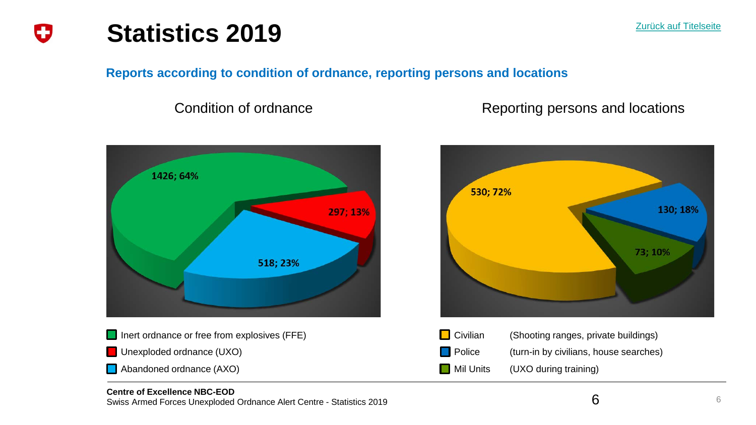# Statistics 2019

Zurück auf Titelseite

## Reports according to condition of ordnance, reporting persons and locations

### Condition of ordnance

1426; 64%

297; 13%

518; 23%

- Inert ordnance or free from explosives (FFE)
- Unexploded ordnance (UXO)
- Abandoned ordnance (AXO)

### Reporting persons and locations

530; 72%

130; 18%

73; 10%

| | |
|---|---|
| Civilian | (Shooting ranges, private buildings) |
| Police | (turn-in by civilians, house searches) |
| Mil Units | (UXO during training) |

**Centre of Excellence NBC-EOD**
Swiss Armed Forces Unexploded Ordnance Alert Centre - Statistics 2019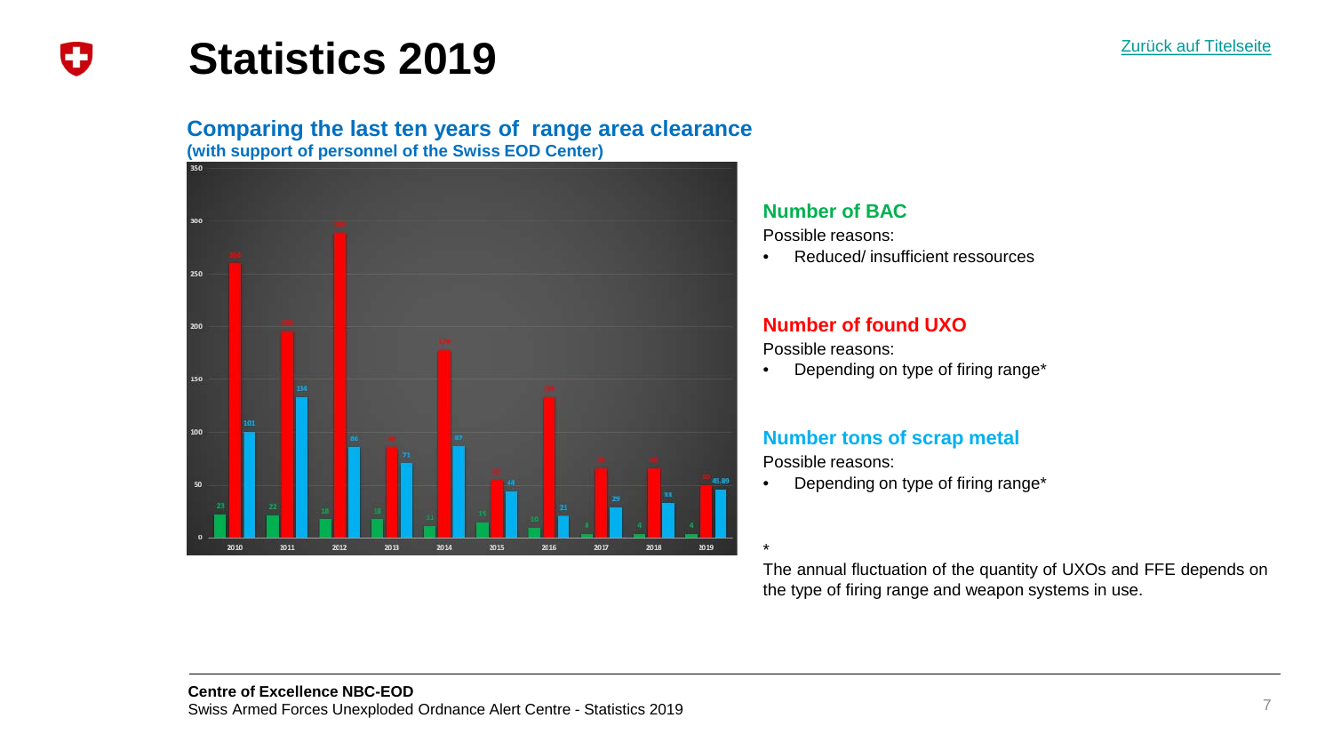# Statistics 2019

Zurück auf Titelseite

## Comparing the last ten years of range area clearance

**(with support of personnel of the Swiss EOD Center)**

| Year | BAC | UXO | Tons of scrap metal |
|---|---|---|---|
| 2010 | 23 | 260 | 101 |
| 2011 | 22 | 196 | 134 |
| 2012 | 18 | 290 | 86 |
| 2013 | 18 | 86 | 71 |
| 2014 | 11 | 178 | 87 |
| 2015 | 15 | 55 | 44 |
| 2016 | 10 | 134 | 21 |
| 2017 | 4 | 66 | 29 |
| 2018 | 4 | 66 | 33 |
| 2019 | 4 | 50 | 45.89 |

### Number of BAC

Possible reasons:

- Reduced/ insufficient ressources

### Number of found UXO

Possible reasons:

- Depending on type of firing range*

### Number tons of scrap metal

Possible reasons:

- Depending on type of firing range*

*
The annual fluctuation of the quantity of UXOs and FFE depends on the type of firing range and weapon systems in use.

**Centre of Excellence NBC-EOD**
Swiss Armed Forces Unexploded Ordnance Alert Centre - Statistics 2019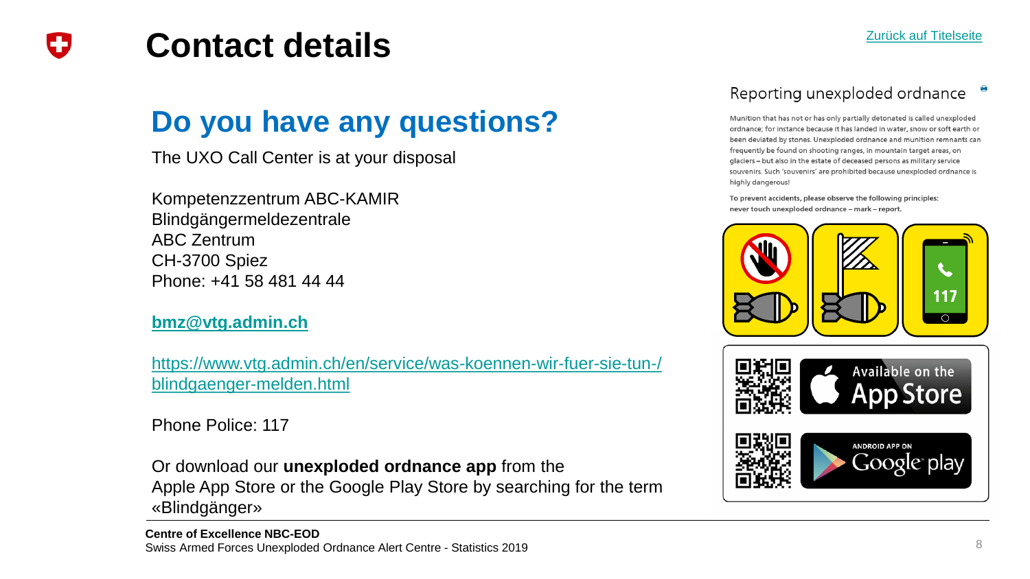# Contact details

Zurück auf Titelseite

## Do you have any questions?

The UXO Call Center is at your disposal

Kompetenzzentrum ABC-KAMIR
Blindgängermeldezentrale
ABC Zentrum
CH-3700 Spiez
Phone: +41 58 481 44 44

**bmz@vtg.admin.ch**

https://www.vtg.admin.ch/en/service/was-koennen-wir-fuer-sie-tun-/blindgaenger-melden.html

Phone Police: 117

Or download our **unexploded ordnance app** from the Apple App Store or the Google Play Store by searching for the term «Blindgänger»

### Reporting unexploded ordnance

Munition that has not or has only partially detonated is called unexploded ordnance; for instance because it has landed in water, snow or soft earth or been deviated by stones. Unexploded ordnance and munition remnants can frequently be found on shooting ranges, in mountain target areas, on glaciers – but also in the estate of deceased persons as military service souvenirs. Such 'souvenirs' are prohibited because unexploded ordnance is highly dangerous!

**To prevent accidents, please observe the following principles: never touch unexploded ordnance – mark – report.**

117

Available on the App Store

ANDROID APP ON Google play

**Centre of Excellence NBC-EOD**
Swiss Armed Forces Unexploded Ordnance Alert Centre - Statistics 2019